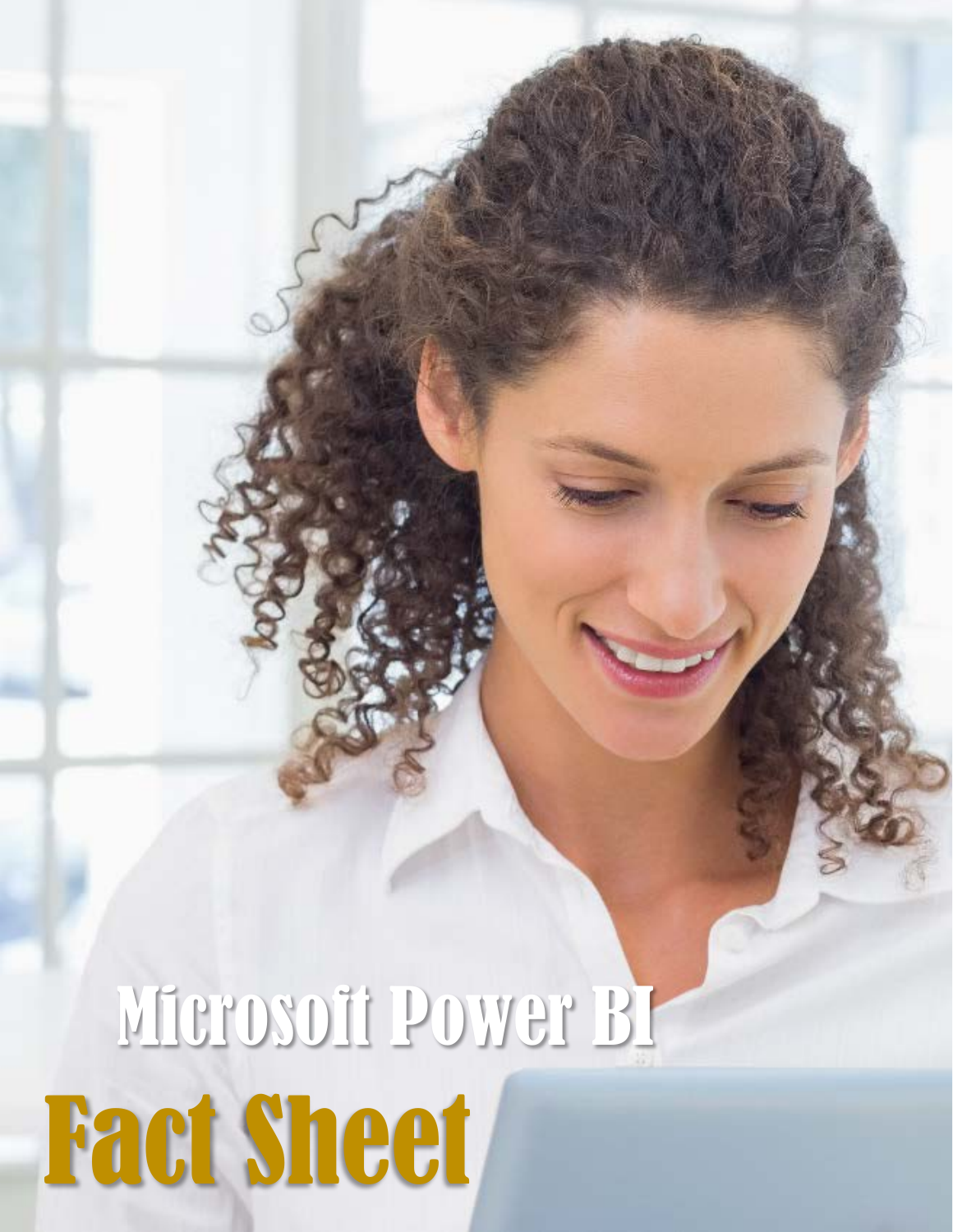# Microsoft Power BI

# Fact Sheet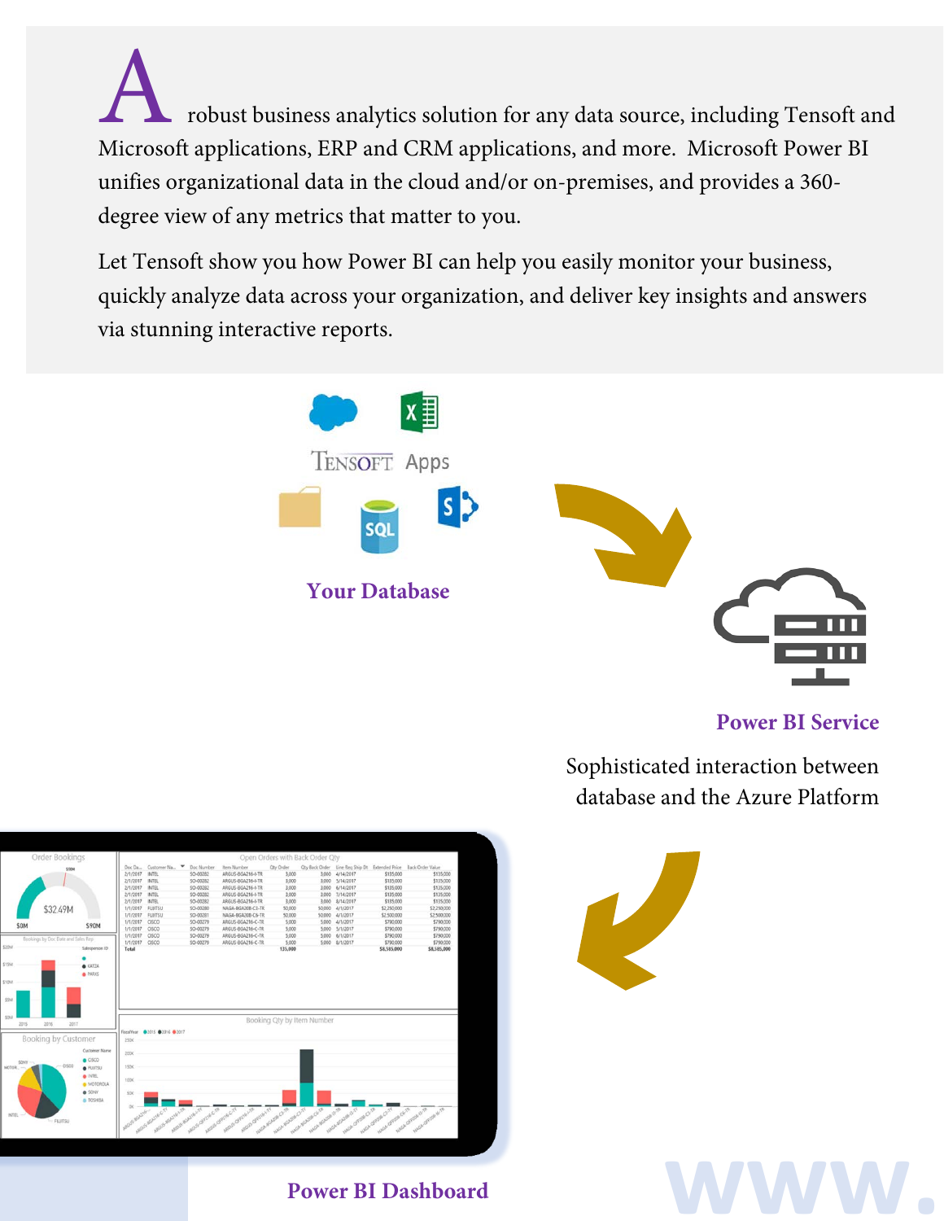A robust business analytics solution for any data source, including Tensoft and Microsoft applications, ERP and CRM applications, and more. Microsoft Power BI unifies organizational data in the cloud and/or on-premises, and provides a 360-degree view of any metrics that matter to you.

Let Tensoft show you how Power BI can help you easily monitor your business, quickly analyze data across your organization, and deliver key insights and answers via stunning interactive reports.

TENSOFT Apps

**Your Database**

**Power BI Service**

Sophisticated interaction between database and the Azure Platform

**Power BI Dashboard**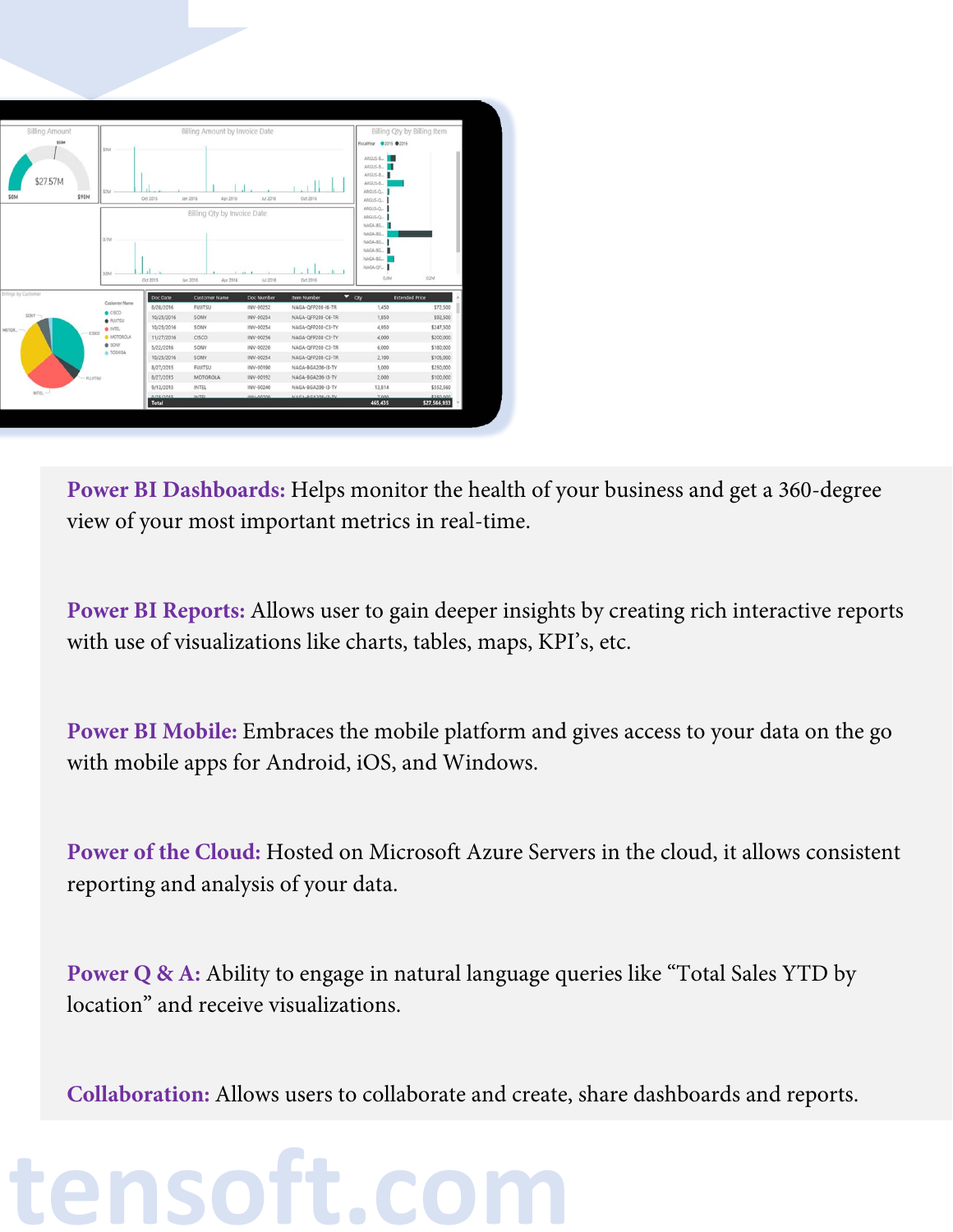**Power BI Dashboards:** Helps monitor the health of your business and get a 360-degree view of your most important metrics in real-time.

**Power BI Reports:** Allows user to gain deeper insights by creating rich interactive reports with use of visualizations like charts, tables, maps, KPI's, etc.

**Power BI Mobile:** Embraces the mobile platform and gives access to your data on the go with mobile apps for Android, iOS, and Windows.

**Power of the Cloud:** Hosted on Microsoft Azure Servers in the cloud, it allows consistent reporting and analysis of your data.

**Power Q & A:** Ability to engage in natural language queries like "Total Sales YTD by location" and receive visualizations.

**Collaboration:** Allows users to collaborate and create, share dashboards and reports.

tensoft.com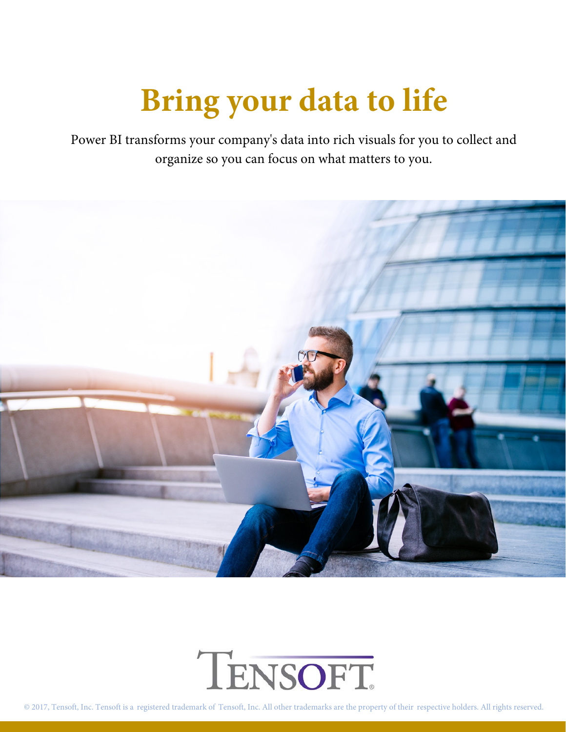# Bring your data to life

Power BI transforms your company's data into rich visuals for you to collect and organize so you can focus on what matters to you.

TENSOFT®

© 2017, Tensoft, Inc. Tensoft is a registered trademark of Tensoft, Inc. All other trademarks are the property of their respective holders. All rights reserved.